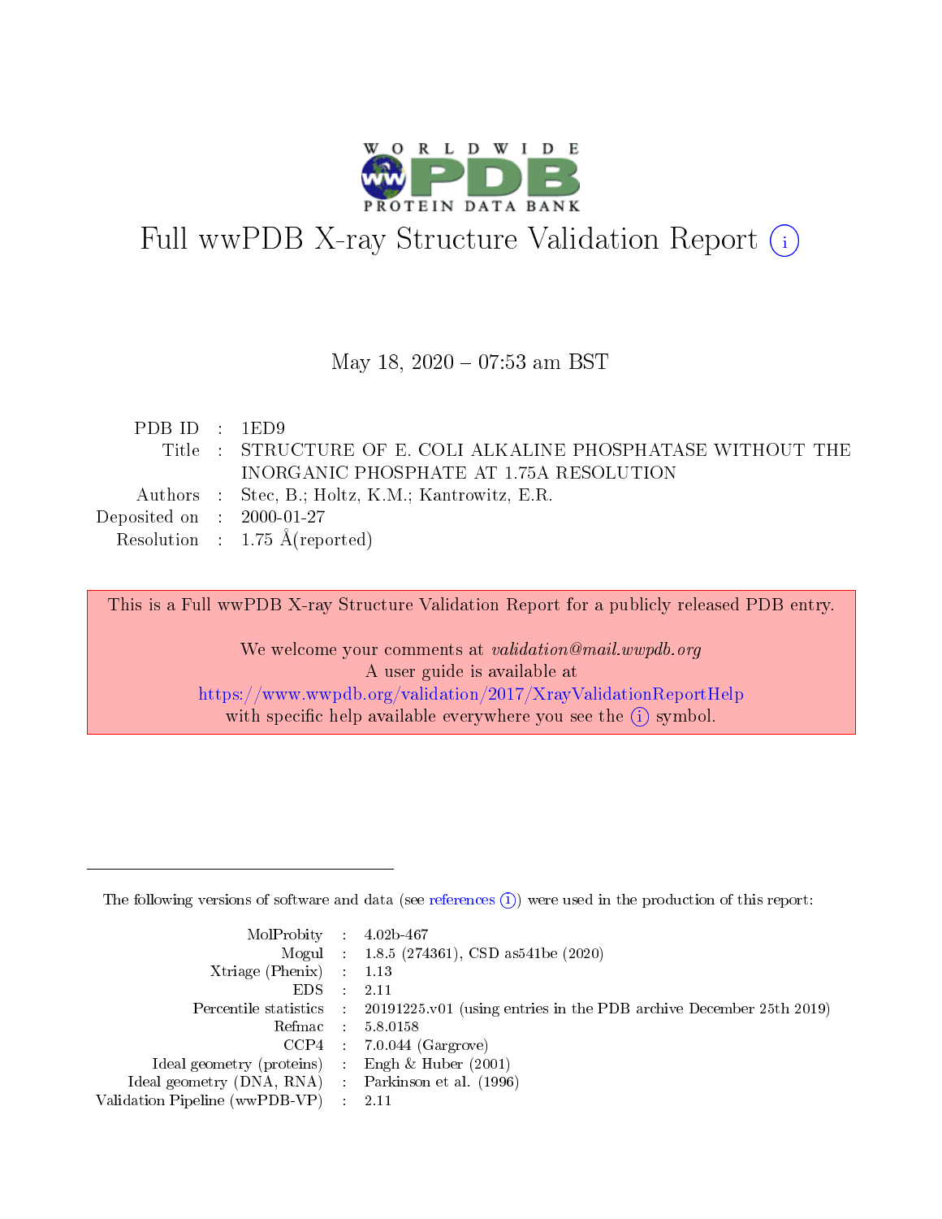# Full wwPDB X-ray Structure Validation Report ⓘ

May 18, 2020 – 07:53 am BST

| | | |
|---|---|---|
| PDB ID | : | 1ED9 |
| Title | : | STRUCTURE OF E. COLI ALKALINE PHOSPHATASE WITHOUT THE INORGANIC PHOSPHATE AT 1.75A RESOLUTION |
| Authors | : | Stec, B.; Holtz, K.M.; Kantrowitz, E.R. |
| Deposited on | : | 2000-01-27 |
| Resolution | : | 1.75 Å(reported) |

This is a Full wwPDB X-ray Structure Validation Report for a publicly released PDB entry.

We welcome your comments at *validation@mail.wwpdb.org*
A user guide is available at
https://www.wwpdb.org/validation/2017/XrayValidationReportHelp
with specific help available everywhere you see the ⓘ symbol.

---

The following versions of software and data (see references ⓘ) were used in the production of this report:

| | | |
|---|---|---|
| MolProbity | : | 4.02b-467 |
| Mogul | : | 1.8.5 (274361), CSD as541be (2020) |
| Xtriage (Phenix) | : | 1.13 |
| EDS | : | 2.11 |
| Percentile statistics | : | 20191225.v01 (using entries in the PDB archive December 25th 2019) |
| Refmac | : | 5.8.0158 |
| CCP4 | : | 7.0.044 (Gargrove) |
| Ideal geometry (proteins) | : | Engh & Huber (2001) |
| Ideal geometry (DNA, RNA) | : | Parkinson et al. (1996) |
| Validation Pipeline (wwPDB-VP) | : | 2.11 |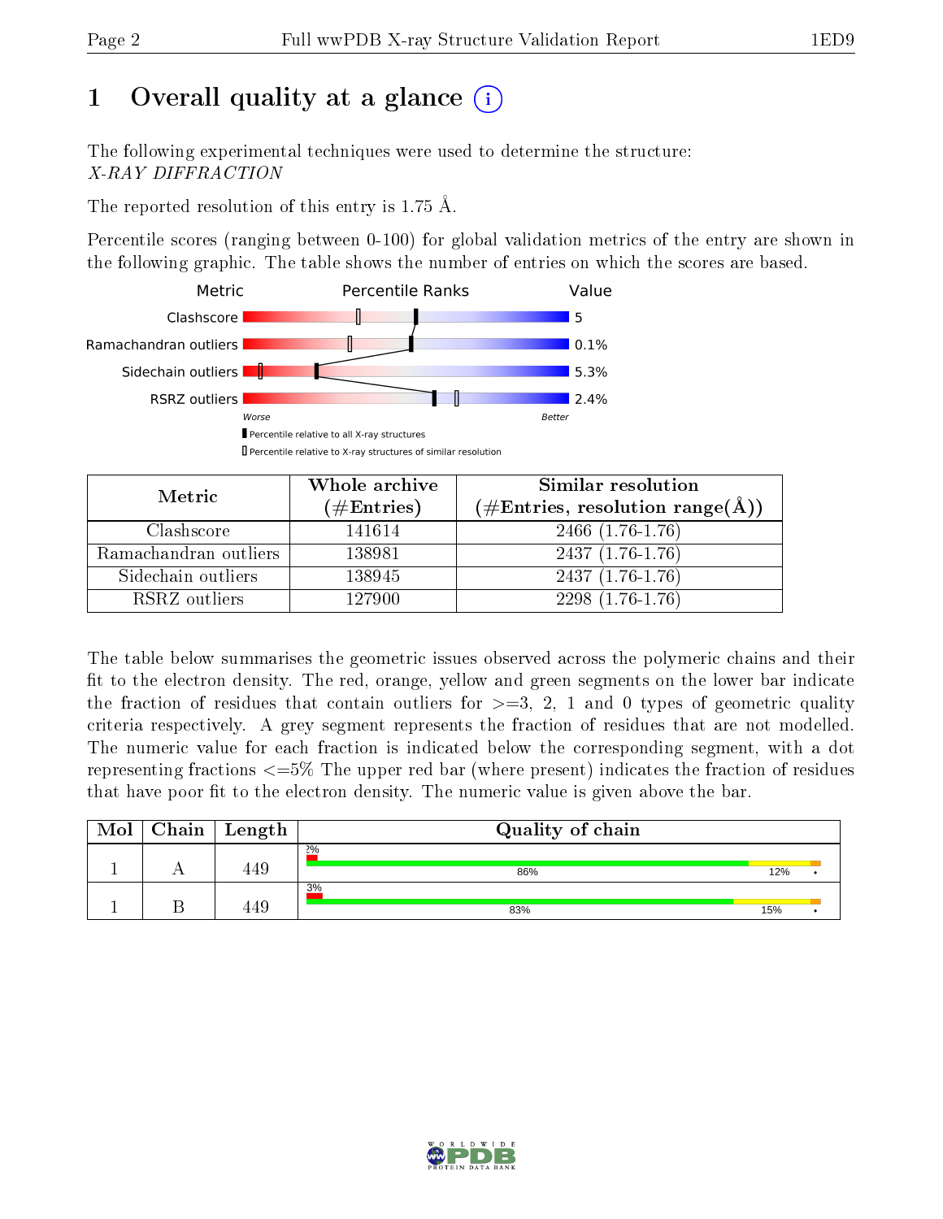# 1 Overall quality at a glance

The following experimental techniques were used to determine the structure:
*X-RAY DIFFRACTION*

The reported resolution of this entry is 1.75 Å.

Percentile scores (ranging between 0-100) for global validation metrics of the entry are shown in the following graphic. The table shows the number of entries on which the scores are based.

| Metric | Value |
|---|---|
| Clashscore | 5 |
| Ramachandran outliers | 0.1% |
| Sidechain outliers | 5.3% |
| RSRZ outliers | 2.4% |

Worse — Better

▮ Percentile relative to all X-ray structures
▯ Percentile relative to X-ray structures of similar resolution

| Metric | Whole archive (#Entries) | Similar resolution (#Entries, resolution range(Å)) |
|---|---|---|
| Clashscore | 141614 | 2466 (1.76-1.76) |
| Ramachandran outliers | 138981 | 2437 (1.76-1.76) |
| Sidechain outliers | 138945 | 2437 (1.76-1.76) |
| RSRZ outliers | 127900 | 2298 (1.76-1.76) |

The table below summarises the geometric issues observed across the polymeric chains and their fit to the electron density. The red, orange, yellow and green segments on the lower bar indicate the fraction of residues that contain outliers for >=3, 2, 1 and 0 types of geometric quality criteria respectively. A grey segment represents the fraction of residues that are not modelled. The numeric value for each fraction is indicated below the corresponding segment, with a dot representing fractions <=5% The upper red bar (where present) indicates the fraction of residues that have poor fit to the electron density. The numeric value is given above the bar.

| Mol | Chain | Length | Quality of chain |
|---|---|---|---|
| 1 | A | 449 | 2%; 86%; 12%; • |
| 1 | B | 449 | 3%; 83%; 15%; • |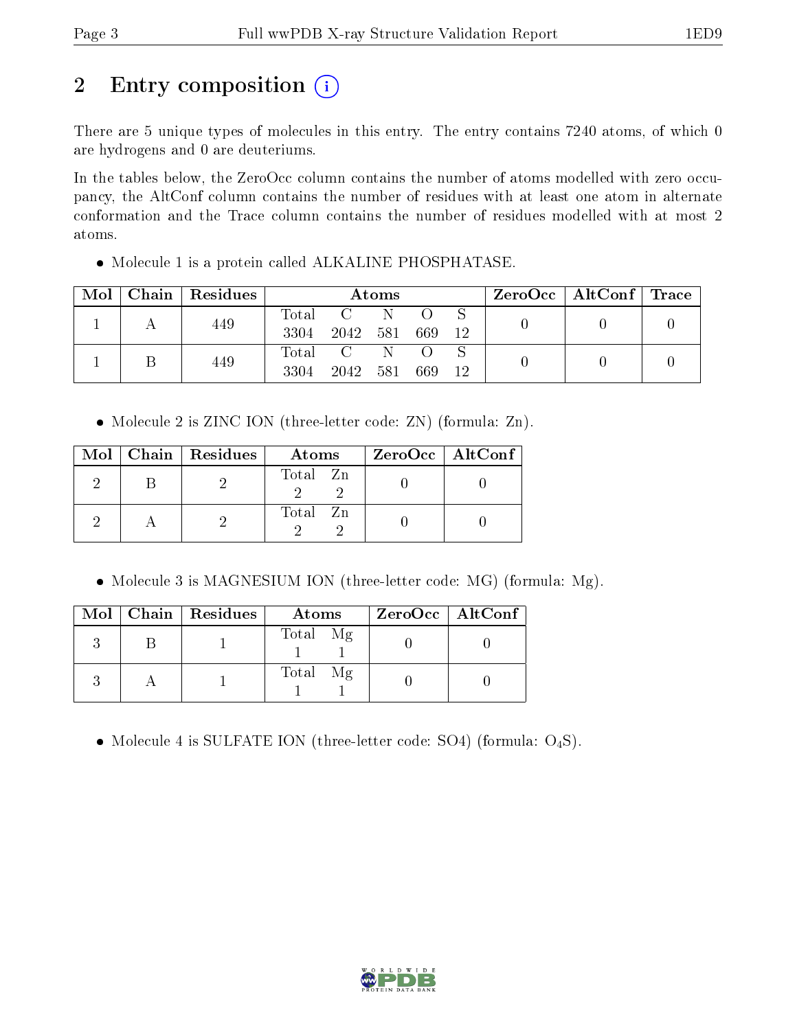# 2 Entry composition (i)

There are 5 unique types of molecules in this entry. The entry contains 7240 atoms, of which 0 are hydrogens and 0 are deuteriums.

In the tables below, the ZeroOcc column contains the number of atoms modelled with zero occupancy, the AltConf column contains the number of residues with at least one atom in alternate conformation and the Trace column contains the number of residues modelled with at most 2 atoms.

- Molecule 1 is a protein called ALKALINE PHOSPHATASE.

| Mol | Chain | Residues | Atoms | | | | | ZeroOcc | AltConf | Trace |
|---|---|---|---|---|---|---|---|---|---|---|
| 1 | A | 449 | Total 3304 | C 2042 | N 581 | O 669 | S 12 | 0 | 0 | 0 |
| 1 | B | 449 | Total 3304 | C 2042 | N 581 | O 669 | S 12 | 0 | 0 | 0 |

- Molecule 2 is ZINC ION (three-letter code: ZN) (formula: Zn).

| Mol | Chain | Residues | Atoms | | ZeroOcc | AltConf |
|---|---|---|---|---|---|---|
| 2 | B | 2 | Total 2 | Zn 2 | 0 | 0 |
| 2 | A | 2 | Total 2 | Zn 2 | 0 | 0 |

- Molecule 3 is MAGNESIUM ION (three-letter code: MG) (formula: Mg).

| Mol | Chain | Residues | Atoms | | ZeroOcc | AltConf |
|---|---|---|---|---|---|---|
| 3 | B | 1 | Total 1 | Mg 1 | 0 | 0 |
| 3 | A | 1 | Total 1 | Mg 1 | 0 | 0 |

- Molecule 4 is SULFATE ION (three-letter code: SO4) (formula: $O_4S$).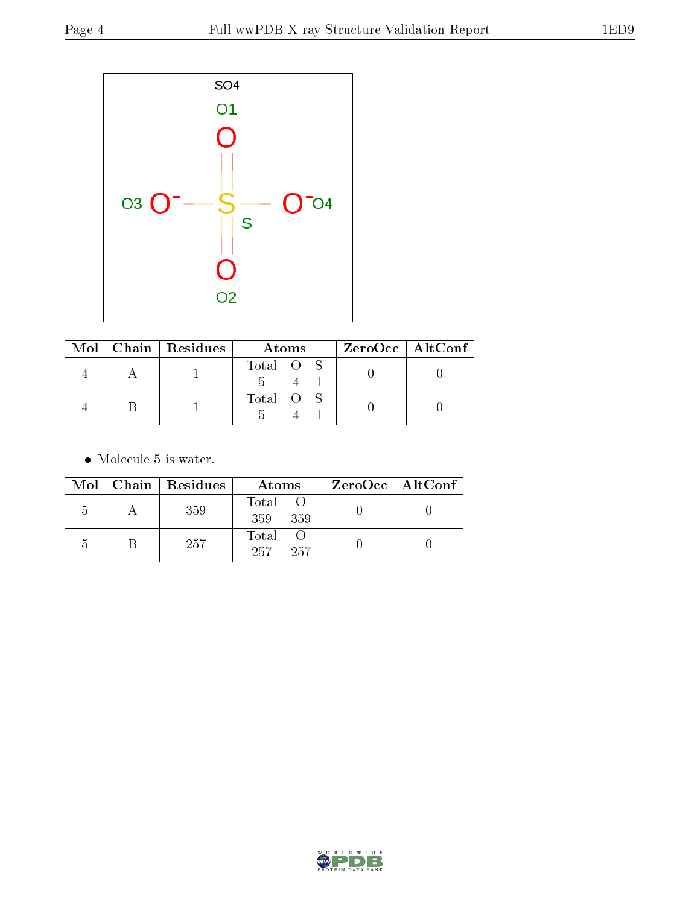| Mol | Chain | Residues | Atoms | | | ZeroOcc | AltConf |
|---|---|---|---|---|---|---|---|
| | | | Total | O | S | | |
| 4 | A | 1 | 5 | 4 | 1 | 0 | 0 |
| 4 | B | 1 | 5 | 4 | 1 | 0 | 0 |

- Molecule 5 is water.

| Mol | Chain | Residues | Atoms | | ZeroOcc | AltConf |
|---|---|---|---|---|---|---|
| | | | Total | O | | |
| 5 | A | 359 | 359 | 359 | 0 | 0 |
| 5 | B | 257 | 257 | 257 | 0 | 0 |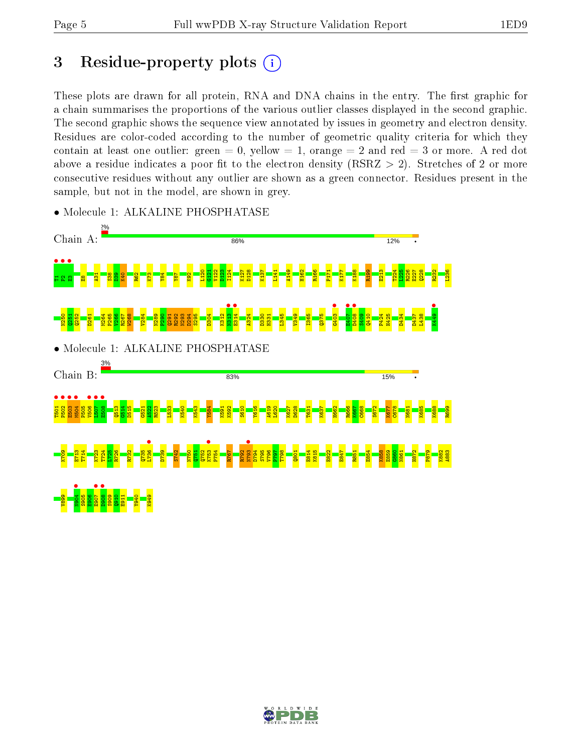# 3 Residue-property plots

These plots are drawn for all protein, RNA and DNA chains in the entry. The first graphic for a chain summarises the proportions of the various outlier classes displayed in the second graphic. The second graphic shows the sequence view annotated by issues in geometry and electron density. Residues are color-coded according to the number of geometric quality criteria for which they contain at least one outlier: green = 0, yellow = 1, orange = 2 and red = 3 or more. A red dot above a residue indicates a poor fit to the electron density (RSRZ > 2). Stretches of 2 or more consecutive residues without any outlier are shown as a green connector. Residues present in the sample, but not in the model, are shown in grey.

- Molecule 1: ALKALINE PHOSPHATASE

Chain A: 2% | 86% | 12% | •

T1 P2 E3 E8 A31 S38 D39 K40 R62 K73 Y84 Y87 K92 L120 G121 V122 D123 I124 K127 D128 K137 L141 A149 H162 R166 P171 K177 K188 R199 E213 T224 L225 R226 E227 Q228 R232 L236 N250 Q251 Q252 D261 M264 P265 V266 R267 W268 V284 N289 F290 Q291 K292 N293 D294 S295 D304 K312 N313 E314 A324 D330 H331 L345 V349 I365 Q375 G403 E407 D408 S409 Q410 P424 H425 D434 D437 L438 K449

- Molecule 1: ALKALINE PHOSPHATASE

Chain B: 3% | 83% | 15% | •

T501 P502 E503 M504 P505 V506 L507 E508 Q513 G514 D515 G521 A522 R523 L533 K540 K543 Y584 K591 K592 S610 Y616 A619 L620 K627 D628 T631 K637 H662 R666 K667 C668 S672 K677 C678 N681 K685 K688 R699 K709 E713 T714 K723 T724 L725 R726 R732 Q735 L736 D739 S742 N750 Q751 Q752 K753 P754 R767 R792 N793 D794 S795 V796 F797 T798 Q801 E814 K815 E822 E847 R851 E854 K858 E859 G860 N861 H872 P879 K882 A883 V899 N904 S905 E906 E907 D908 S909 Q910 E911 Y940 K949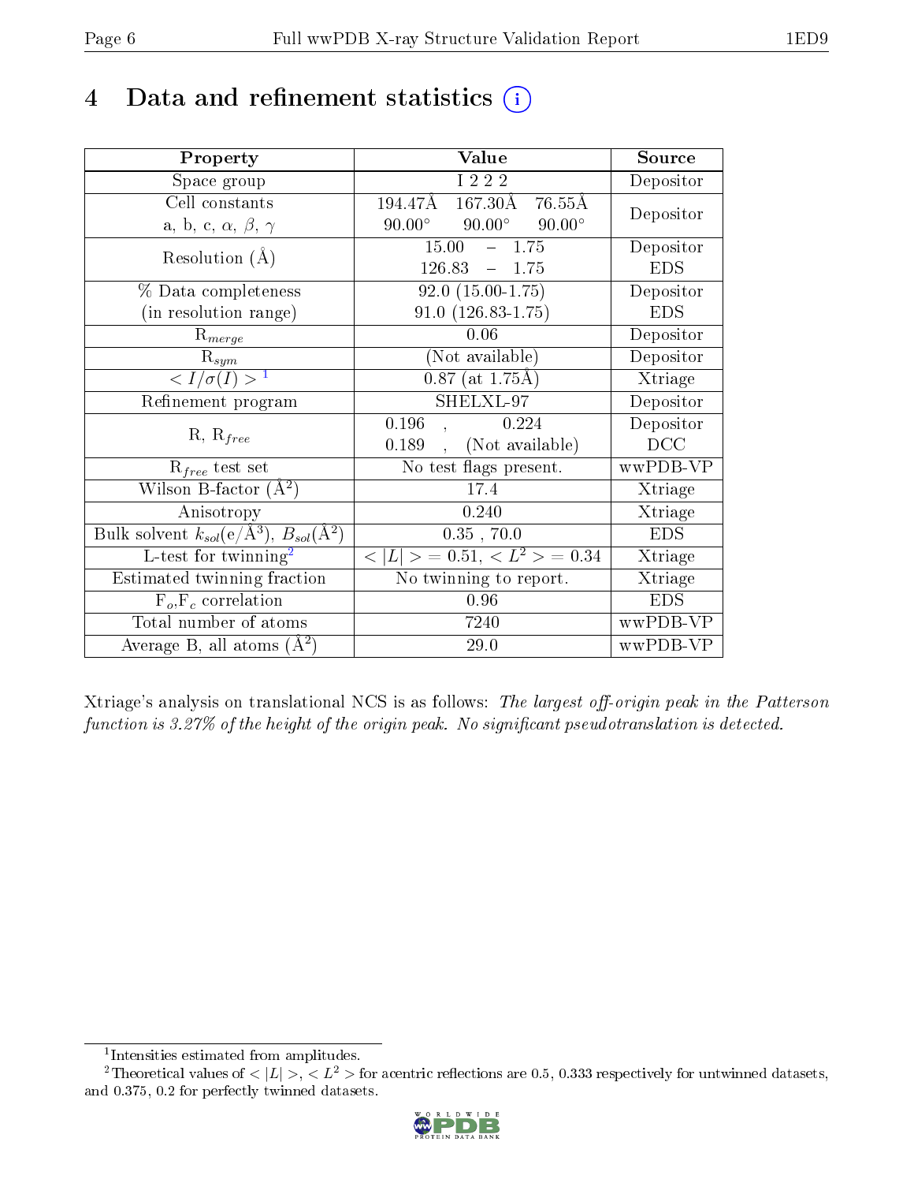# 4 Data and refinement statistics

| Property | Value | Source |
|---|---|---|
| Space group | I 2 2 2 | Depositor |
| Cell constants<br>a, b, c, $\alpha$, $\beta$, $\gamma$ | 194.47Å 167.30Å 76.55Å<br>90.00° 90.00° 90.00° | Depositor |
| Resolution (Å) | 15.00 – 1.75<br>126.83 – 1.75 | Depositor<br>EDS |
| % Data completeness<br>(in resolution range) | 92.0 (15.00-1.75)<br>91.0 (126.83-1.75) | Depositor<br>EDS |
| $R_{merge}$ | 0.06 | Depositor |
| $R_{sym}$ | (Not available) | Depositor |
| $< I/\sigma(I) >$ [1] | 0.87 (at 1.75Å) | Xtriage |
| Refinement program | SHELXL-97 | Depositor |
| R, $R_{free}$ | 0.196 , 0.224<br>0.189 , (Not available) | Depositor<br>DCC |
| $R_{free}$ test set | No test flags present. | wwPDB-VP |
| Wilson B-factor (Å$^2$) | 17.4 | Xtriage |
| Anisotropy | 0.240 | Xtriage |
| Bulk solvent $k_{sol}$(e/Å$^3$), $B_{sol}$(Å$^2$) | 0.35 , 70.0 | EDS |
| L-test for twinning[2] | $< \|L\| > = 0.51$, $< L^2 > = 0.34$ | Xtriage |
| Estimated twinning fraction | No twinning to report. | Xtriage |
| $F_o$,$F_c$ correlation | 0.96 | EDS |
| Total number of atoms | 7240 | wwPDB-VP |
| Average B, all atoms (Å$^2$) | 29.0 | wwPDB-VP |

Xtriage's analysis on translational NCS is as follows: *The largest off-origin peak in the Patterson function is 3.27% of the height of the origin peak. No significant pseudotranslation is detected.*

[1] Intensities estimated from amplitudes.

[2] Theoretical values of $< |L| >$, $< L^2 >$ for acentric reflections are 0.5, 0.333 respectively for untwinned datasets, and 0.375, 0.2 for perfectly twinned datasets.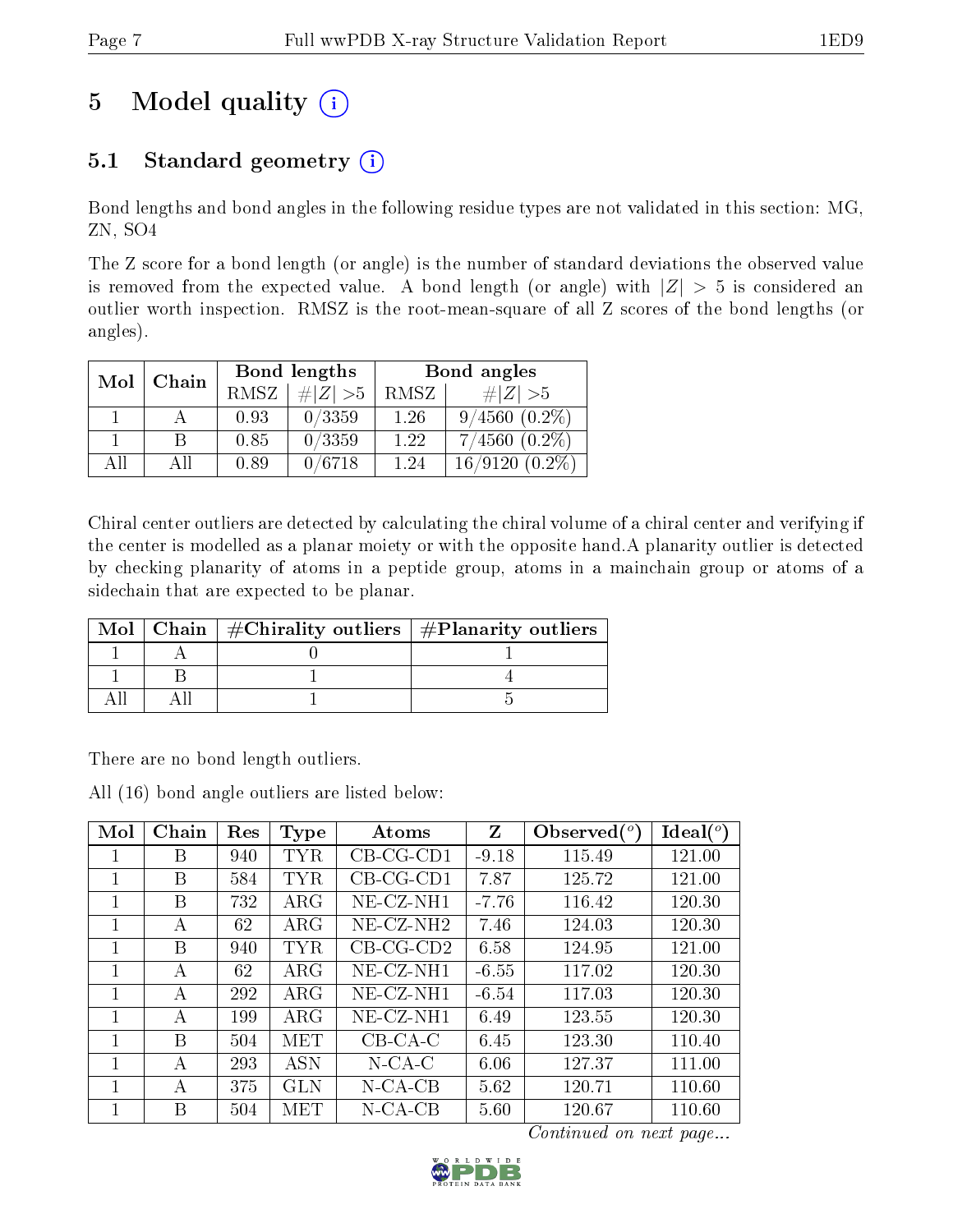# 5 Model quality

## 5.1 Standard geometry

Bond lengths and bond angles in the following residue types are not validated in this section: MG, ZN, SO4

The Z score for a bond length (or angle) is the number of standard deviations the observed value is removed from the expected value. A bond length (or angle) with $|Z| > 5$ is considered an outlier worth inspection. RMSZ is the root-mean-square of all Z scores of the bond lengths (or angles).

| Mol | Chain | Bond lengths | | Bond angles | |
|---|---|---|---|---|---|
| | | RMSZ | $\#|Z|>5$ | RMSZ | $\#|Z|>5$ |
| 1 | A | 0.93 | 0/3359 | 1.26 | 9/4560 (0.2%) |
| 1 | B | 0.85 | 0/3359 | 1.22 | 7/4560 (0.2%) |
| All | All | 0.89 | 0/6718 | 1.24 | 16/9120 (0.2%) |

Chiral center outliers are detected by calculating the chiral volume of a chiral center and verifying if the center is modelled as a planar moiety or with the opposite hand.A planarity outlier is detected by checking planarity of atoms in a peptide group, atoms in a mainchain group or atoms of a sidechain that are expected to be planar.

| Mol | Chain | #Chirality outliers | #Planarity outliers |
|---|---|---|---|
| 1 | A | 0 | 1 |
| 1 | B | 1 | 4 |
| All | All | 1 | 5 |

There are no bond length outliers.

All (16) bond angle outliers are listed below:

| Mol | Chain | Res | Type | Atoms | Z | Observed($^o$) | Ideal($^o$) |
|---|---|---|---|---|---|---|---|
| 1 | B | 940 | TYR | CB-CG-CD1 | -9.18 | 115.49 | 121.00 |
| 1 | B | 584 | TYR | CB-CG-CD1 | 7.87 | 125.72 | 121.00 |
| 1 | B | 732 | ARG | NE-CZ-NH1 | -7.76 | 116.42 | 120.30 |
| 1 | A | 62 | ARG | NE-CZ-NH2 | 7.46 | 124.03 | 120.30 |
| 1 | B | 940 | TYR | CB-CG-CD2 | 6.58 | 124.95 | 121.00 |
| 1 | A | 62 | ARG | NE-CZ-NH1 | -6.55 | 117.02 | 120.30 |
| 1 | A | 292 | ARG | NE-CZ-NH1 | -6.54 | 117.03 | 120.30 |
| 1 | A | 199 | ARG | NE-CZ-NH1 | 6.49 | 123.55 | 120.30 |
| 1 | B | 504 | MET | CB-CA-C | 6.45 | 123.30 | 110.40 |
| 1 | A | 293 | ASN | N-CA-C | 6.06 | 127.37 | 111.00 |
| 1 | A | 375 | GLN | N-CA-CB | 5.62 | 120.71 | 110.60 |
| 1 | B | 504 | MET | N-CA-CB | 5.60 | 120.67 | 110.60 |

*Continued on next page...*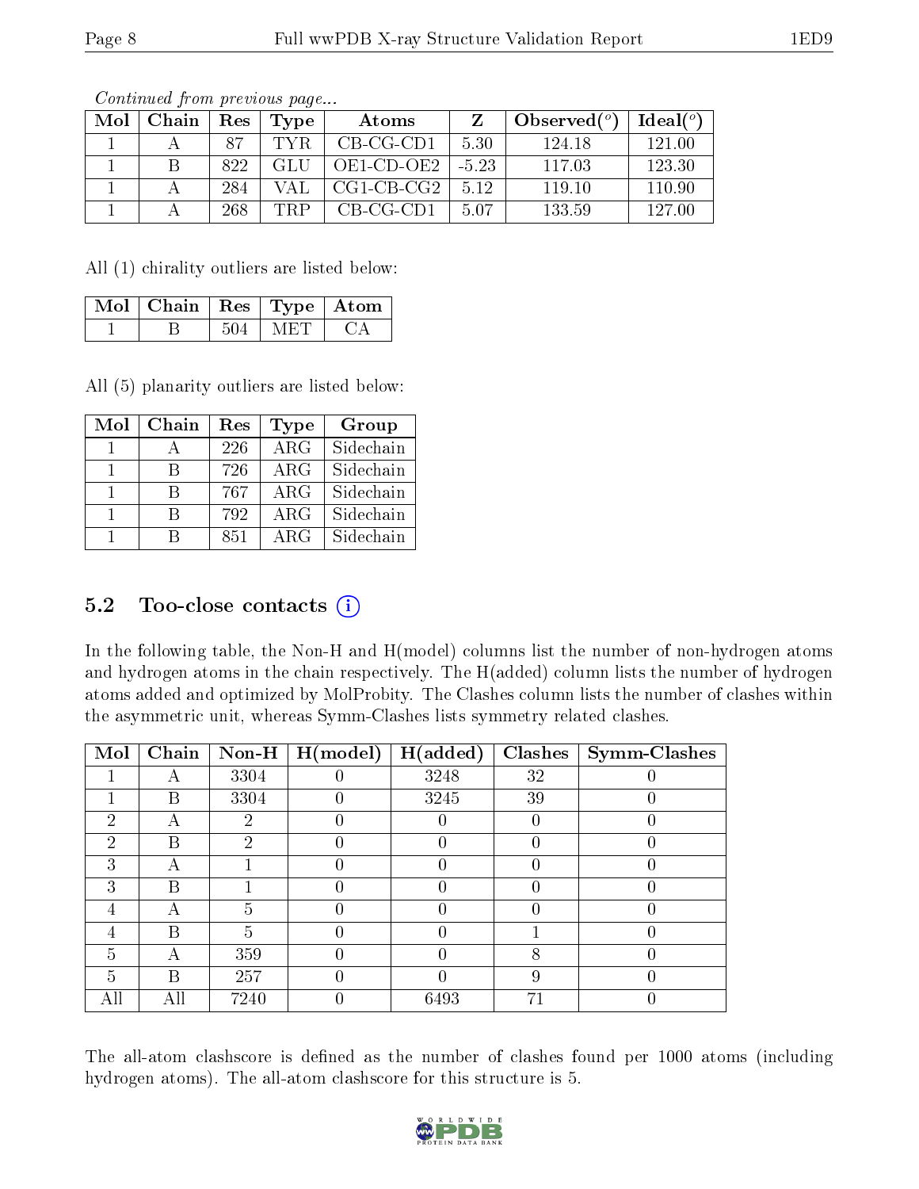*Continued from previous page...*

| Mol | Chain | Res | Type | Atoms | Z | Observed(°) | Ideal(°) |
|---|---|---|---|---|---|---|---|
| 1 | A | 87 | TYR | CB-CG-CD1 | 5.30 | 124.18 | 121.00 |
| 1 | B | 822 | GLU | OE1-CD-OE2 | -5.23 | 117.03 | 123.30 |
| 1 | A | 284 | VAL | CG1-CB-CG2 | 5.12 | 119.10 | 110.90 |
| 1 | A | 268 | TRP | CB-CG-CD1 | 5.07 | 133.59 | 127.00 |

All (1) chirality outliers are listed below:

| Mol | Chain | Res | Type | Atom |
|---|---|---|---|---|
| 1 | B | 504 | MET | CA |

All (5) planarity outliers are listed below:

| Mol | Chain | Res | Type | Group |
|---|---|---|---|---|
| 1 | A | 226 | ARG | Sidechain |
| 1 | B | 726 | ARG | Sidechain |
| 1 | B | 767 | ARG | Sidechain |
| 1 | B | 792 | ARG | Sidechain |
| 1 | B | 851 | ARG | Sidechain |

## 5.2 Too-close contacts

In the following table, the Non-H and H(model) columns list the number of non-hydrogen atoms and hydrogen atoms in the chain respectively. The H(added) column lists the number of hydrogen atoms added and optimized by MolProbity. The Clashes column lists the number of clashes within the asymmetric unit, whereas Symm-Clashes lists symmetry related clashes.

| Mol | Chain | Non-H | H(model) | H(added) | Clashes | Symm-Clashes |
|---|---|---|---|---|---|---|
| 1 | A | 3304 | 0 | 3248 | 32 | 0 |
| 1 | B | 3304 | 0 | 3245 | 39 | 0 |
| 2 | A | 2 | 0 | 0 | 0 | 0 |
| 2 | B | 2 | 0 | 0 | 0 | 0 |
| 3 | A | 1 | 0 | 0 | 0 | 0 |
| 3 | B | 1 | 0 | 0 | 0 | 0 |
| 4 | A | 5 | 0 | 0 | 0 | 0 |
| 4 | B | 5 | 0 | 0 | 1 | 0 |
| 5 | A | 359 | 0 | 0 | 8 | 0 |
| 5 | B | 257 | 0 | 0 | 9 | 0 |
| All | All | 7240 | 0 | 6493 | 71 | 0 |

The all-atom clashscore is defined as the number of clashes found per 1000 atoms (including hydrogen atoms). The all-atom clashscore for this structure is 5.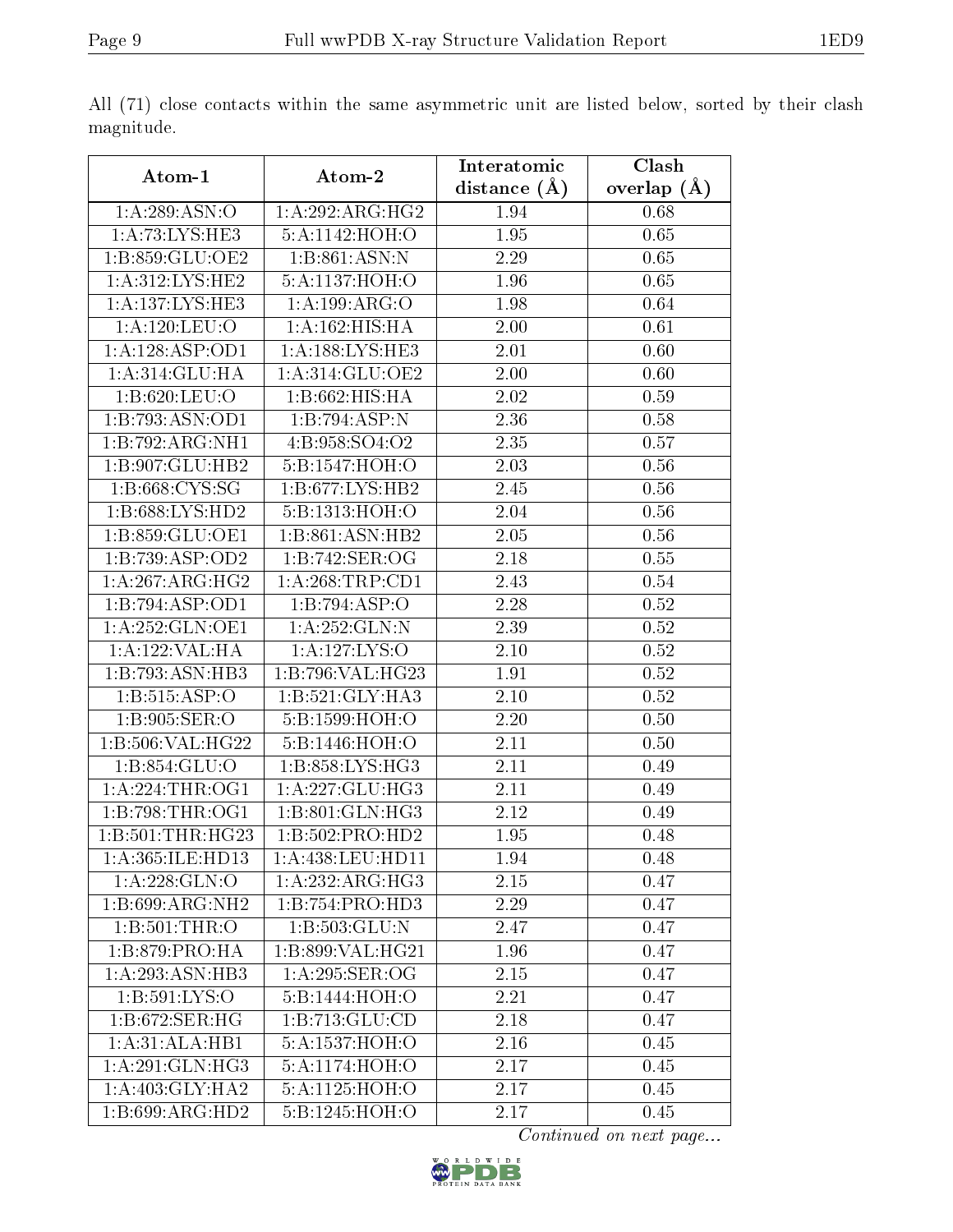All (71) close contacts within the same asymmetric unit are listed below, sorted by their clash magnitude.

| Atom-1 | Atom-2 | Interatomic distance (Å) | Clash overlap (Å) |
|---|---|---|---|
| 1:A:289:ASN:O | 1:A:292:ARG:HG2 | 1.94 | 0.68 |
| 1:A:73:LYS:HE3 | 5:A:1142:HOH:O | 1.95 | 0.65 |
| 1:B:859:GLU:OE2 | 1:B:861:ASN:N | 2.29 | 0.65 |
| 1:A:312:LYS:HE2 | 5:A:1137:HOH:O | 1.96 | 0.65 |
| 1:A:137:LYS:HE3 | 1:A:199:ARG:O | 1.98 | 0.64 |
| 1:A:120:LEU:O | 1:A:162:HIS:HA | 2.00 | 0.61 |
| 1:A:128:ASP:OD1 | 1:A:188:LYS:HE3 | 2.01 | 0.60 |
| 1:A:314:GLU:HA | 1:A:314:GLU:OE2 | 2.00 | 0.60 |
| 1:B:620:LEU:O | 1:B:662:HIS:HA | 2.02 | 0.59 |
| 1:B:793:ASN:OD1 | 1:B:794:ASP:N | 2.36 | 0.58 |
| 1:B:792:ARG:NH1 | 4:B:958:SO4:O2 | 2.35 | 0.57 |
| 1:B:907:GLU:HB2 | 5:B:1547:HOH:O | 2.03 | 0.56 |
| 1:B:668:CYS:SG | 1:B:677:LYS:HB2 | 2.45 | 0.56 |
| 1:B:688:LYS:HD2 | 5:B:1313:HOH:O | 2.04 | 0.56 |
| 1:B:859:GLU:OE1 | 1:B:861:ASN:HB2 | 2.05 | 0.56 |
| 1:B:739:ASP:OD2 | 1:B:742:SER:OG | 2.18 | 0.55 |
| 1:A:267:ARG:HG2 | 1:A:268:TRP:CD1 | 2.43 | 0.54 |
| 1:B:794:ASP:OD1 | 1:B:794:ASP:O | 2.28 | 0.52 |
| 1:A:252:GLN:OE1 | 1:A:252:GLN:N | 2.39 | 0.52 |
| 1:A:122:VAL:HA | 1:A:127:LYS:O | 2.10 | 0.52 |
| 1:B:793:ASN:HB3 | 1:B:796:VAL:HG23 | 1.91 | 0.52 |
| 1:B:515:ASP:O | 1:B:521:GLY:HA3 | 2.10 | 0.52 |
| 1:B:905:SER:O | 5:B:1599:HOH:O | 2.20 | 0.50 |
| 1:B:506:VAL:HG22 | 5:B:1446:HOH:O | 2.11 | 0.50 |
| 1:B:854:GLU:O | 1:B:858:LYS:HG3 | 2.11 | 0.49 |
| 1:A:224:THR:OG1 | 1:A:227:GLU:HG3 | 2.11 | 0.49 |
| 1:B:798:THR:OG1 | 1:B:801:GLN:HG3 | 2.12 | 0.49 |
| 1:B:501:THR:HG23 | 1:B:502:PRO:HD2 | 1.95 | 0.48 |
| 1:A:365:ILE:HD13 | 1:A:438:LEU:HD11 | 1.94 | 0.48 |
| 1:A:228:GLN:O | 1:A:232:ARG:HG3 | 2.15 | 0.47 |
| 1:B:699:ARG:NH2 | 1:B:754:PRO:HD3 | 2.29 | 0.47 |
| 1:B:501:THR:O | 1:B:503:GLU:N | 2.47 | 0.47 |
| 1:B:879:PRO:HA | 1:B:899:VAL:HG21 | 1.96 | 0.47 |
| 1:A:293:ASN:HB3 | 1:A:295:SER:OG | 2.15 | 0.47 |
| 1:B:591:LYS:O | 5:B:1444:HOH:O | 2.21 | 0.47 |
| 1:B:672:SER:HG | 1:B:713:GLU:CD | 2.18 | 0.47 |
| 1:A:31:ALA:HB1 | 5:A:1537:HOH:O | 2.16 | 0.45 |
| 1:A:291:GLN:HG3 | 5:A:1174:HOH:O | 2.17 | 0.45 |
| 1:A:403:GLY:HA2 | 5:A:1125:HOH:O | 2.17 | 0.45 |
| 1:B:699:ARG:HD2 | 5:B:1245:HOH:O | 2.17 | 0.45 |

*Continued on next page...*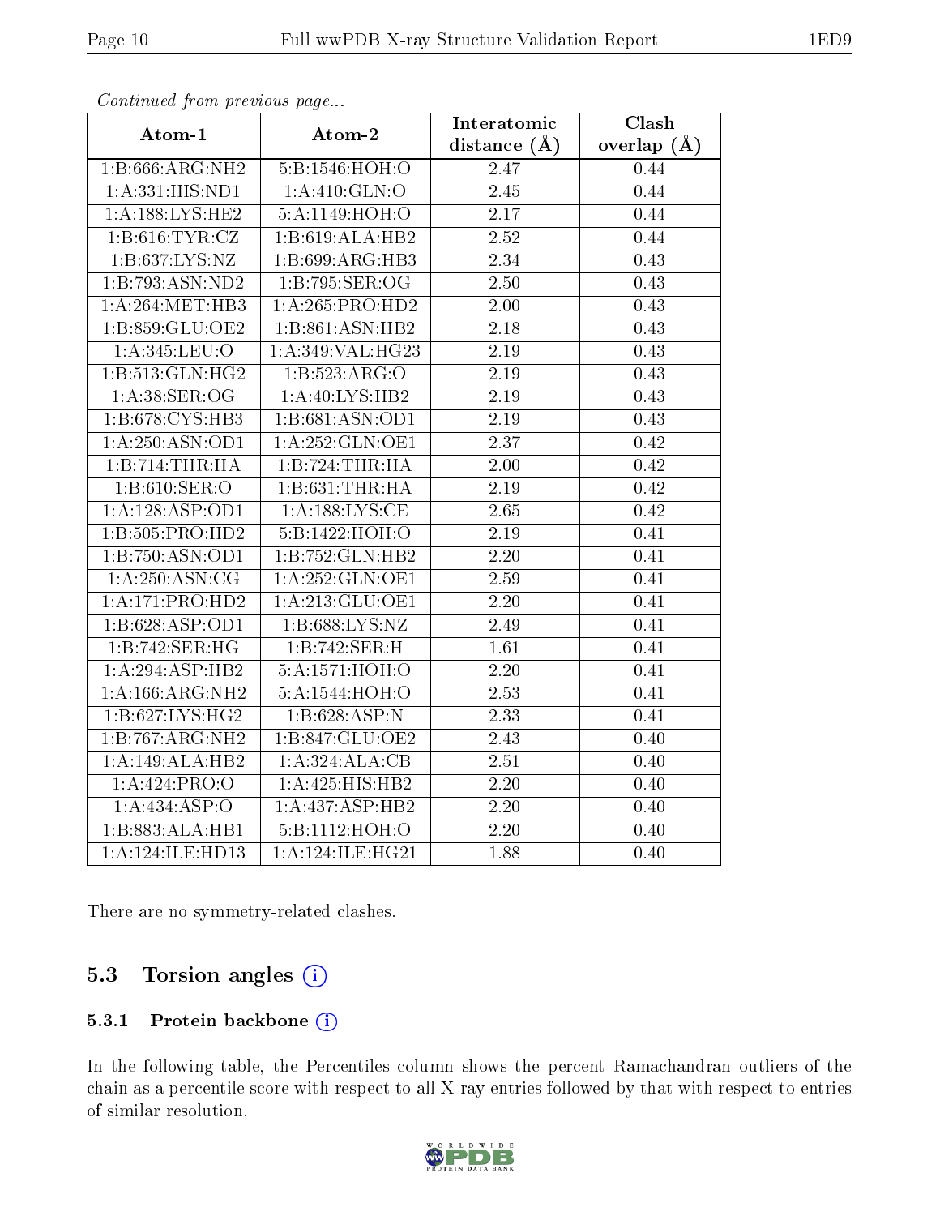*Continued from previous page...*

| Atom-1 | Atom-2 | Interatomic distance (Å) | Clash overlap (Å) |
|---|---|---|---|
| 1:B:666:ARG:NH2 | 5:B:1546:HOH:O | 2.47 | 0.44 |
| 1:A:331:HIS:ND1 | 1:A:410:GLN:O | 2.45 | 0.44 |
| 1:A:188:LYS:HE2 | 5:A:1149:HOH:O | 2.17 | 0.44 |
| 1:B:616:TYR:CZ | 1:B:619:ALA:HB2 | 2.52 | 0.44 |
| 1:B:637:LYS:NZ | 1:B:699:ARG:HB3 | 2.34 | 0.43 |
| 1:B:793:ASN:ND2 | 1:B:795:SER:OG | 2.50 | 0.43 |
| 1:A:264:MET:HB3 | 1:A:265:PRO:HD2 | 2.00 | 0.43 |
| 1:B:859:GLU:OE2 | 1:B:861:ASN:HB2 | 2.18 | 0.43 |
| 1:A:345:LEU:O | 1:A:349:VAL:HG23 | 2.19 | 0.43 |
| 1:B:513:GLN:HG2 | 1:B:523:ARG:O | 2.19 | 0.43 |
| 1:A:38:SER:OG | 1:A:40:LYS:HB2 | 2.19 | 0.43 |
| 1:B:678:CYS:HB3 | 1:B:681:ASN:OD1 | 2.19 | 0.43 |
| 1:A:250:ASN:OD1 | 1:A:252:GLN:OE1 | 2.37 | 0.42 |
| 1:B:714:THR:HA | 1:B:724:THR:HA | 2.00 | 0.42 |
| 1:B:610:SER:O | 1:B:631:THR:HA | 2.19 | 0.42 |
| 1:A:128:ASP:OD1 | 1:A:188:LYS:CE | 2.65 | 0.42 |
| 1:B:505:PRO:HD2 | 5:B:1422:HOH:O | 2.19 | 0.41 |
| 1:B:750:ASN:OD1 | 1:B:752:GLN:HB2 | 2.20 | 0.41 |
| 1:A:250:ASN:CG | 1:A:252:GLN:OE1 | 2.59 | 0.41 |
| 1:A:171:PRO:HD2 | 1:A:213:GLU:OE1 | 2.20 | 0.41 |
| 1:B:628:ASP:OD1 | 1:B:688:LYS:NZ | 2.49 | 0.41 |
| 1:B:742:SER:HG | 1:B:742:SER:H | 1.61 | 0.41 |
| 1:A:294:ASP:HB2 | 5:A:1571:HOH:O | 2.20 | 0.41 |
| 1:A:166:ARG:NH2 | 5:A:1544:HOH:O | 2.53 | 0.41 |
| 1:B:627:LYS:HG2 | 1:B:628:ASP:N | 2.33 | 0.41 |
| 1:B:767:ARG:NH2 | 1:B:847:GLU:OE2 | 2.43 | 0.40 |
| 1:A:149:ALA:HB2 | 1:A:324:ALA:CB | 2.51 | 0.40 |
| 1:A:424:PRO:O | 1:A:425:HIS:HB2 | 2.20 | 0.40 |
| 1:A:434:ASP:O | 1:A:437:ASP:HB2 | 2.20 | 0.40 |
| 1:B:883:ALA:HB1 | 5:B:1112:HOH:O | 2.20 | 0.40 |
| 1:A:124:ILE:HD13 | 1:A:124:ILE:HG21 | 1.88 | 0.40 |

There are no symmetry-related clashes.

## 5.3 Torsion angles

### 5.3.1 Protein backbone

In the following table, the Percentiles column shows the percent Ramachandran outliers of the chain as a percentile score with respect to all X-ray entries followed by that with respect to entries of similar resolution.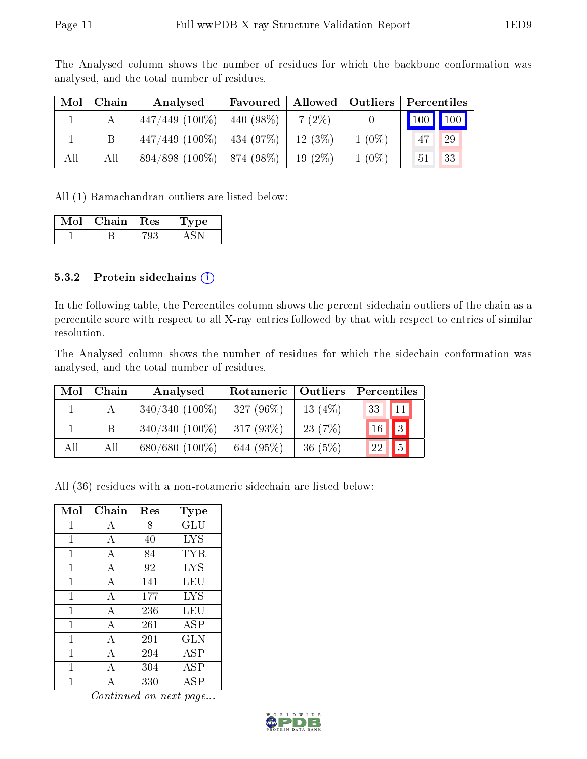The Analysed column shows the number of residues for which the backbone conformation was analysed, and the total number of residues.

| Mol | Chain | Analysed | Favoured | Allowed | Outliers | Percentiles | |
|---|---|---|---|---|---|---|---|
| 1 | A | 447/449 (100%) | 440 (98%) | 7 (2%) | 0 | 100 | 100 |
| 1 | B | 447/449 (100%) | 434 (97%) | 12 (3%) | 1 (0%) | 47 | 29 |
| All | All | 894/898 (100%) | 874 (98%) | 19 (2%) | 1 (0%) | 51 | 33 |

All (1) Ramachandran outliers are listed below:

| Mol | Chain | Res | Type |
|---|---|---|---|
| 1 | B | 793 | ASN |

### 5.3.2 Protein sidechains

In the following table, the Percentiles column shows the percent sidechain outliers of the chain as a percentile score with respect to all X-ray entries followed by that with respect to entries of similar resolution.

The Analysed column shows the number of residues for which the sidechain conformation was analysed, and the total number of residues.

| Mol | Chain | Analysed | Rotameric | Outliers | Percentiles | |
|---|---|---|---|---|---|---|
| 1 | A | 340/340 (100%) | 327 (96%) | 13 (4%) | 33 | 11 |
| 1 | B | 340/340 (100%) | 317 (93%) | 23 (7%) | 16 | 3 |
| All | All | 680/680 (100%) | 644 (95%) | 36 (5%) | 22 | 5 |

All (36) residues with a non-rotameric sidechain are listed below:

| Mol | Chain | Res | Type |
|---|---|---|---|
| 1 | A | 8 | GLU |
| 1 | A | 40 | LYS |
| 1 | A | 84 | TYR |
| 1 | A | 92 | LYS |
| 1 | A | 141 | LEU |
| 1 | A | 177 | LYS |
| 1 | A | 236 | LEU |
| 1 | A | 261 | ASP |
| 1 | A | 291 | GLN |
| 1 | A | 294 | ASP |
| 1 | A | 304 | ASP |
| 1 | A | 330 | ASP |

*Continued on next page...*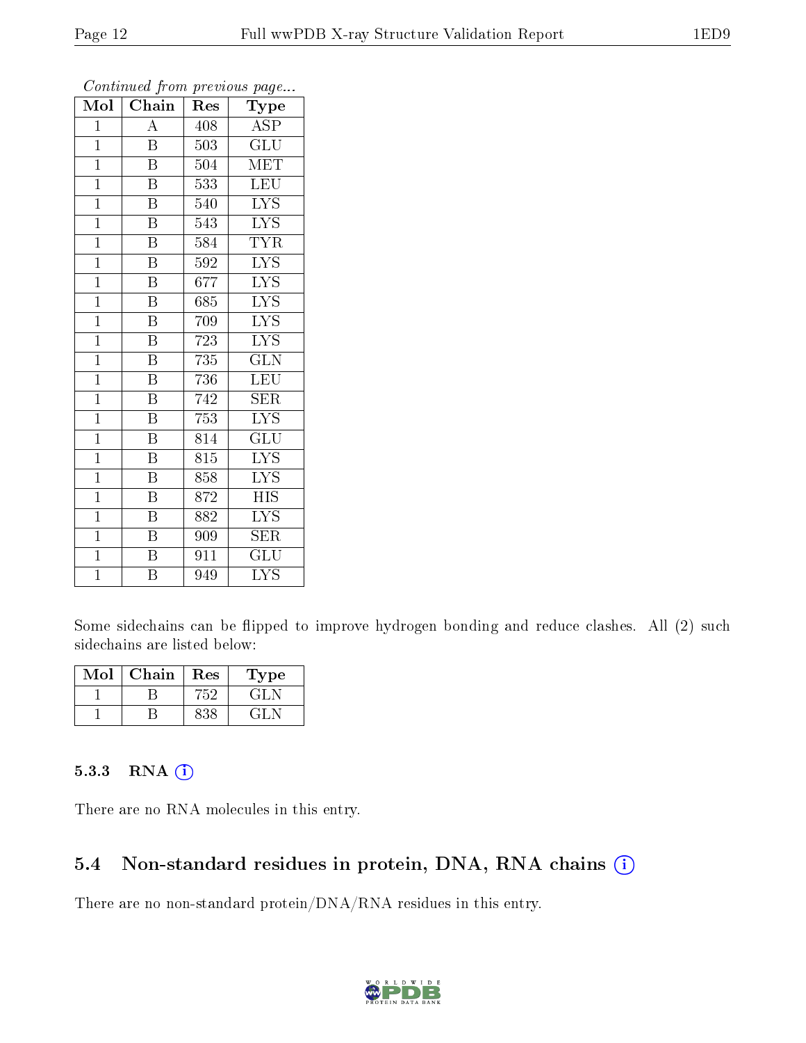*Continued from previous page...*

| Mol | Chain | Res | Type |
|---|---|---|---|
| 1 | A | 408 | ASP |
| 1 | B | 503 | GLU |
| 1 | B | 504 | MET |
| 1 | B | 533 | LEU |
| 1 | B | 540 | LYS |
| 1 | B | 543 | LYS |
| 1 | B | 584 | TYR |
| 1 | B | 592 | LYS |
| 1 | B | 677 | LYS |
| 1 | B | 685 | LYS |
| 1 | B | 709 | LYS |
| 1 | B | 723 | LYS |
| 1 | B | 735 | GLN |
| 1 | B | 736 | LEU |
| 1 | B | 742 | SER |
| 1 | B | 753 | LYS |
| 1 | B | 814 | GLU |
| 1 | B | 815 | LYS |
| 1 | B | 858 | LYS |
| 1 | B | 872 | HIS |
| 1 | B | 882 | LYS |
| 1 | B | 909 | SER |
| 1 | B | 911 | GLU |
| 1 | B | 949 | LYS |

Some sidechains can be flipped to improve hydrogen bonding and reduce clashes. All (2) such sidechains are listed below:

| Mol | Chain | Res | Type |
|---|---|---|---|
| 1 | B | 752 | GLN |
| 1 | B | 838 | GLN |

### 5.3.3 RNA

There are no RNA molecules in this entry.

## 5.4 Non-standard residues in protein, DNA, RNA chains

There are no non-standard protein/DNA/RNA residues in this entry.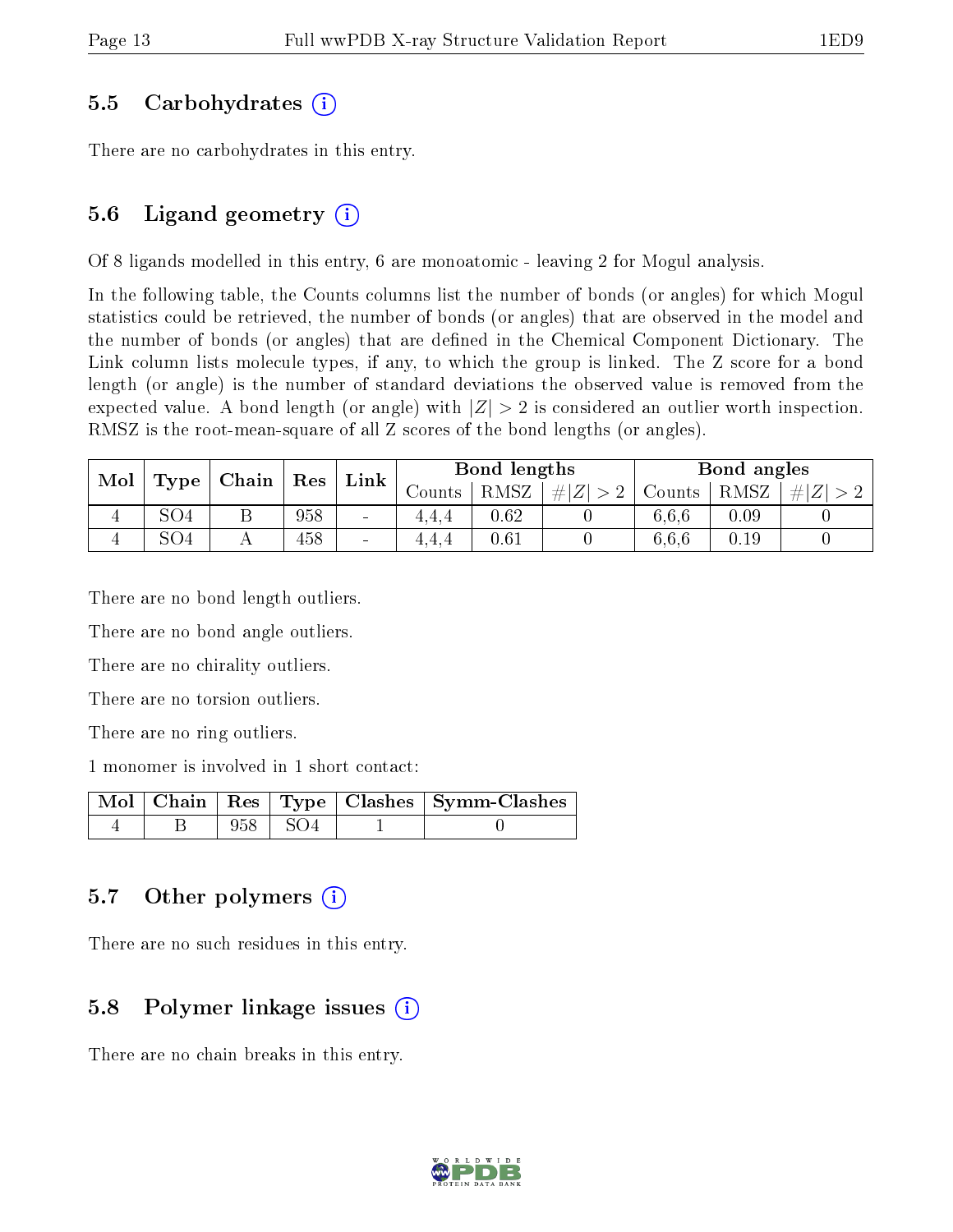## 5.5 Carbohydrates (i)

There are no carbohydrates in this entry.

## 5.6 Ligand geometry (i)

Of 8 ligands modelled in this entry, 6 are monoatomic - leaving 2 for Mogul analysis.

In the following table, the Counts columns list the number of bonds (or angles) for which Mogul statistics could be retrieved, the number of bonds (or angles) that are observed in the model and the number of bonds (or angles) that are defined in the Chemical Component Dictionary. The Link column lists molecule types, if any, to which the group is linked. The Z score for a bond length (or angle) is the number of standard deviations the observed value is removed from the expected value. A bond length (or angle) with $|Z| > 2$ is considered an outlier worth inspection. RMSZ is the root-mean-square of all Z scores of the bond lengths (or angles).

| Mol | Type | Chain | Res | Link | Bond lengths | | | Bond angles | | |
|---|---|---|---|---|---|---|---|---|---|---|
| | | | | | Counts | RMSZ | $\#\|Z\| > 2$ | Counts | RMSZ | $\#\|Z\| > 2$ |
| 4 | SO4 | B | 958 | - | 4,4,4 | 0.62 | 0 | 6,6,6 | 0.09 | 0 |
| 4 | SO4 | A | 458 | - | 4,4,4 | 0.61 | 0 | 6,6,6 | 0.19 | 0 |

There are no bond length outliers.

There are no bond angle outliers.

There are no chirality outliers.

There are no torsion outliers.

There are no ring outliers.

1 monomer is involved in 1 short contact:

| Mol | Chain | Res | Type | Clashes | Symm-Clashes |
|---|---|---|---|---|---|
| 4 | B | 958 | SO4 | 1 | 0 |

## 5.7 Other polymers (i)

There are no such residues in this entry.

## 5.8 Polymer linkage issues (i)

There are no chain breaks in this entry.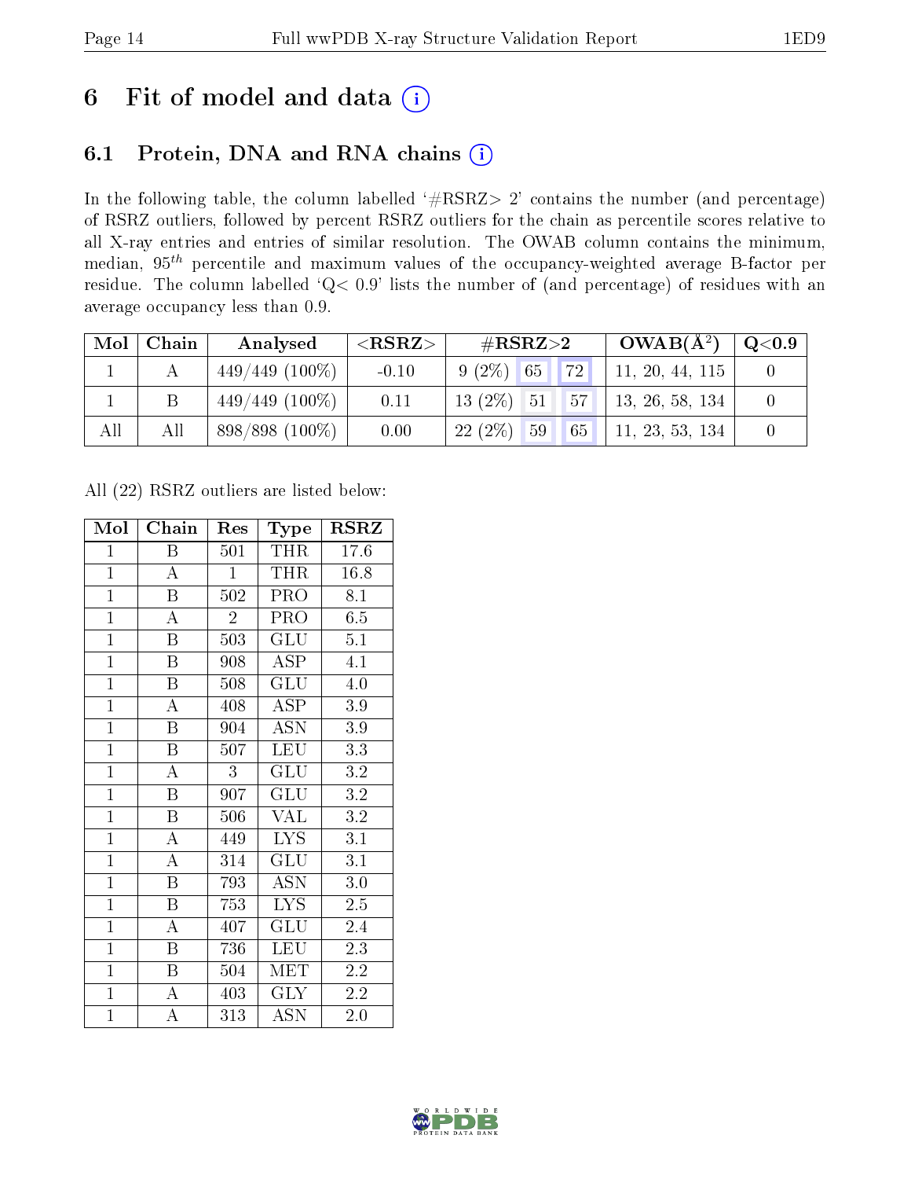# 6 Fit of model and data

## 6.1 Protein, DNA and RNA chains

In the following table, the column labelled '#RSRZ> 2' contains the number (and percentage) of RSRZ outliers, followed by percent RSRZ outliers for the chain as percentile scores relative to all X-ray entries and entries of similar resolution. The OWAB column contains the minimum, median, $95^{th}$ percentile and maximum values of the occupancy-weighted average B-factor per residue. The column labelled 'Q< 0.9' lists the number of (and percentage) of residues with an average occupancy less than 0.9.

| Mol | Chain | Analysed | <RSRZ> | #RSRZ>2 | | | OWAB(Å$^2$) | Q<0.9 |
|---|---|---|---|---|---|---|---|---|
| 1 | A | 449/449 (100%) | -0.10 | 9 (2%) | 65 | 72 | 11, 20, 44, 115 | 0 |
| 1 | B | 449/449 (100%) | 0.11 | 13 (2%) | 51 | 57 | 13, 26, 58, 134 | 0 |
| All | All | 898/898 (100%) | 0.00 | 22 (2%) | 59 | 65 | 11, 23, 53, 134 | 0 |

All (22) RSRZ outliers are listed below:

| Mol | Chain | Res | Type | RSRZ |
|---|---|---|---|---|
| 1 | B | 501 | THR | 17.6 |
| 1 | A | 1 | THR | 16.8 |
| 1 | B | 502 | PRO | 8.1 |
| 1 | A | 2 | PRO | 6.5 |
| 1 | B | 503 | GLU | 5.1 |
| 1 | B | 908 | ASP | 4.1 |
| 1 | B | 508 | GLU | 4.0 |
| 1 | A | 408 | ASP | 3.9 |
| 1 | B | 904 | ASN | 3.9 |
| 1 | B | 507 | LEU | 3.3 |
| 1 | A | 3 | GLU | 3.2 |
| 1 | B | 907 | GLU | 3.2 |
| 1 | B | 506 | VAL | 3.2 |
| 1 | A | 449 | LYS | 3.1 |
| 1 | A | 314 | GLU | 3.1 |
| 1 | B | 793 | ASN | 3.0 |
| 1 | B | 753 | LYS | 2.5 |
| 1 | A | 407 | GLU | 2.4 |
| 1 | B | 736 | LEU | 2.3 |
| 1 | B | 504 | MET | 2.2 |
| 1 | A | 403 | GLY | 2.2 |
| 1 | A | 313 | ASN | 2.0 |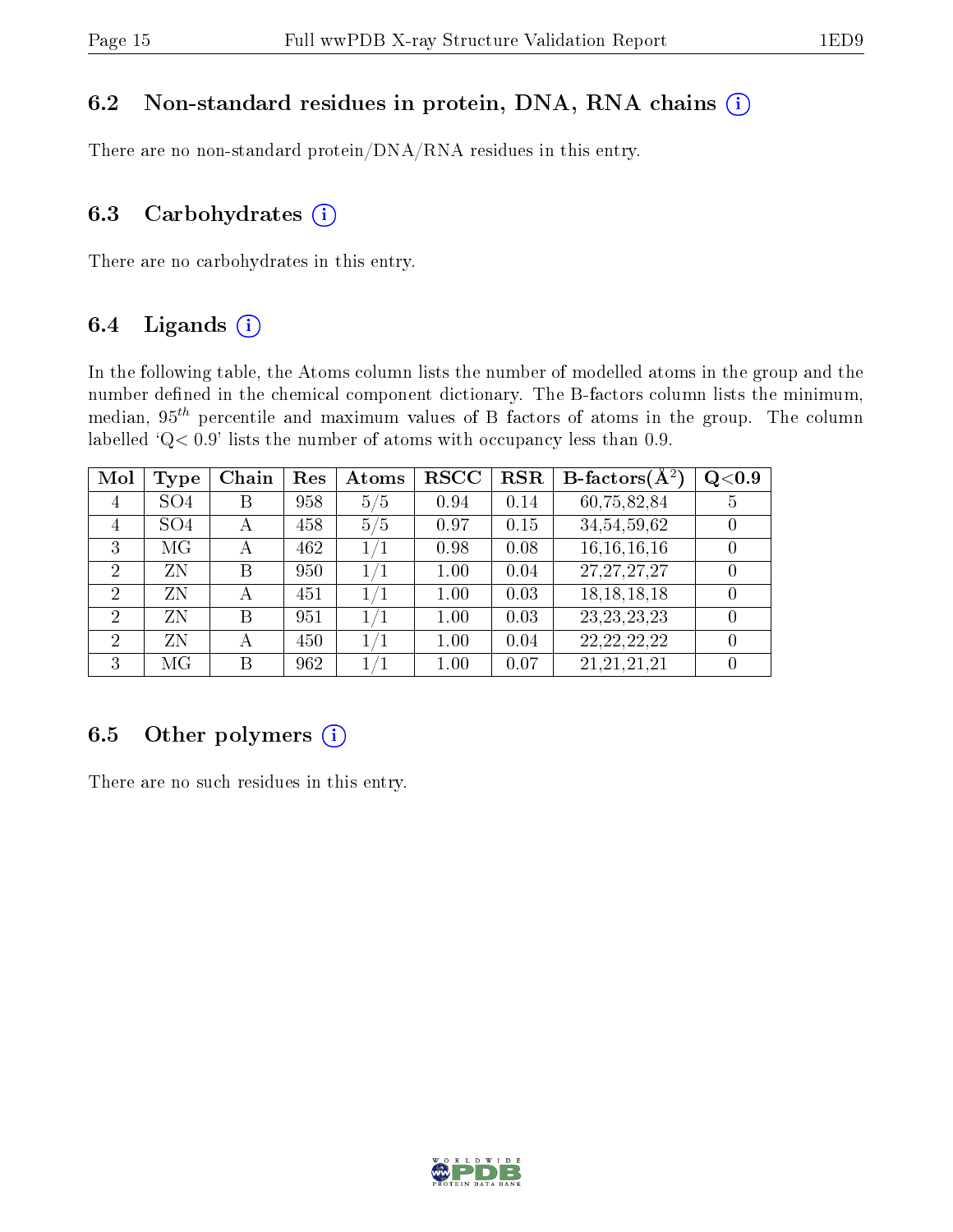### 6.2 Non-standard residues in protein, DNA, RNA chains

There are no non-standard protein/DNA/RNA residues in this entry.

### 6.3 Carbohydrates

There are no carbohydrates in this entry.

### 6.4 Ligands

In the following table, the Atoms column lists the number of modelled atoms in the group and the number defined in the chemical component dictionary. The B-factors column lists the minimum, median, $95^{th}$ percentile and maximum values of B factors of atoms in the group. The column labelled 'Q< 0.9' lists the number of atoms with occupancy less than 0.9.

| Mol | Type | Chain | Res | Atoms | RSCC | RSR | B-factors(Å$^2$) | Q<0.9 |
|---|---|---|---|---|---|---|---|---|
| 4 | SO4 | B | 958 | 5/5 | 0.94 | 0.14 | 60,75,82,84 | 5 |
| 4 | SO4 | A | 458 | 5/5 | 0.97 | 0.15 | 34,54,59,62 | 0 |
| 3 | MG | A | 462 | 1/1 | 0.98 | 0.08 | 16,16,16,16 | 0 |
| 2 | ZN | B | 950 | 1/1 | 1.00 | 0.04 | 27,27,27,27 | 0 |
| 2 | ZN | A | 451 | 1/1 | 1.00 | 0.03 | 18,18,18,18 | 0 |
| 2 | ZN | B | 951 | 1/1 | 1.00 | 0.03 | 23,23,23,23 | 0 |
| 2 | ZN | A | 450 | 1/1 | 1.00 | 0.04 | 22,22,22,22 | 0 |
| 3 | MG | B | 962 | 1/1 | 1.00 | 0.07 | 21,21,21,21 | 0 |

### 6.5 Other polymers

There are no such residues in this entry.